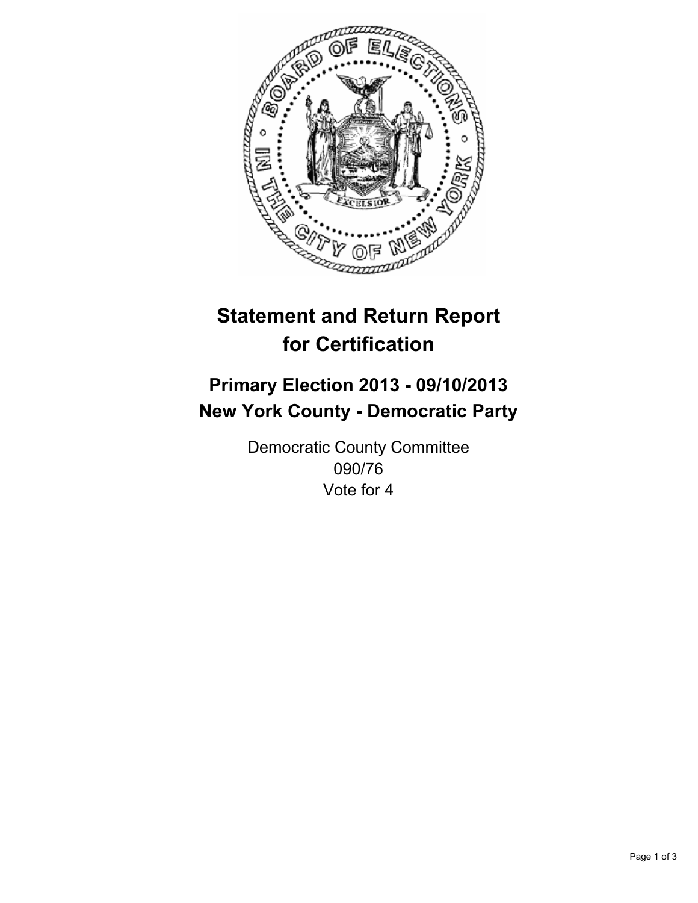# Statement and Return Report for Certification

## Primary Election 2013 - 09/10/2013
## New York County - Democratic Party

Democratic County Committee
090/76
Vote for 4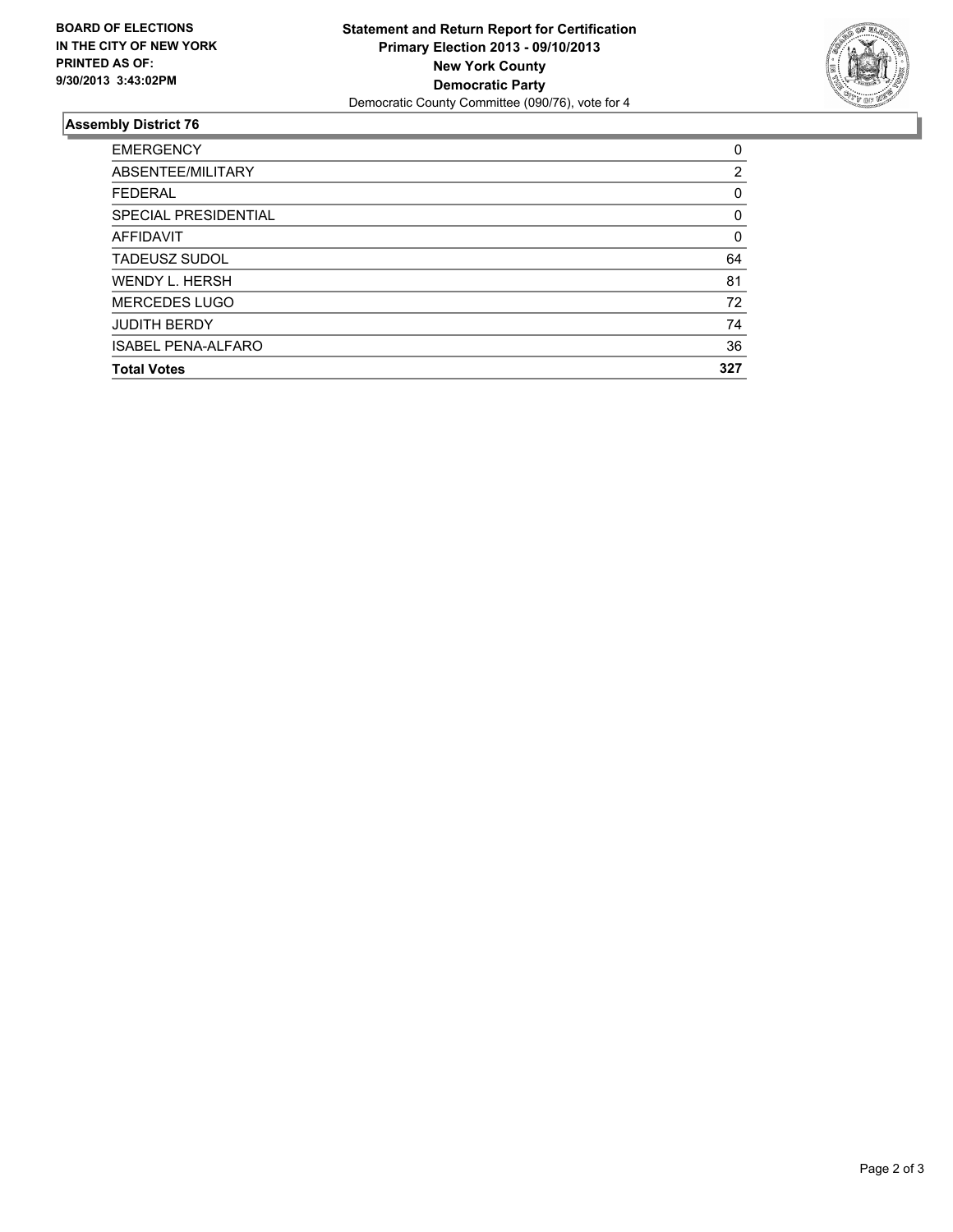**BOARD OF ELECTIONS IN THE CITY OF NEW YORK PRINTED AS OF: 9/30/2013 3:43:02PM**

**Statement and Return Report for Certification**
**Primary Election 2013 - 09/10/2013**
**New York County**
**Democratic Party**
Democratic County Committee (090/76), vote for 4

## Assembly District 76

| | |
|---|---|
| EMERGENCY | 0 |
| ABSENTEE/MILITARY | 2 |
| FEDERAL | 0 |
| SPECIAL PRESIDENTIAL | 0 |
| AFFIDAVIT | 0 |
| TADEUSZ SUDOL | 64 |
| WENDY L. HERSH | 81 |
| MERCEDES LUGO | 72 |
| JUDITH BERDY | 74 |
| ISABEL PENA-ALFARO | 36 |
| **Total Votes** | **327** |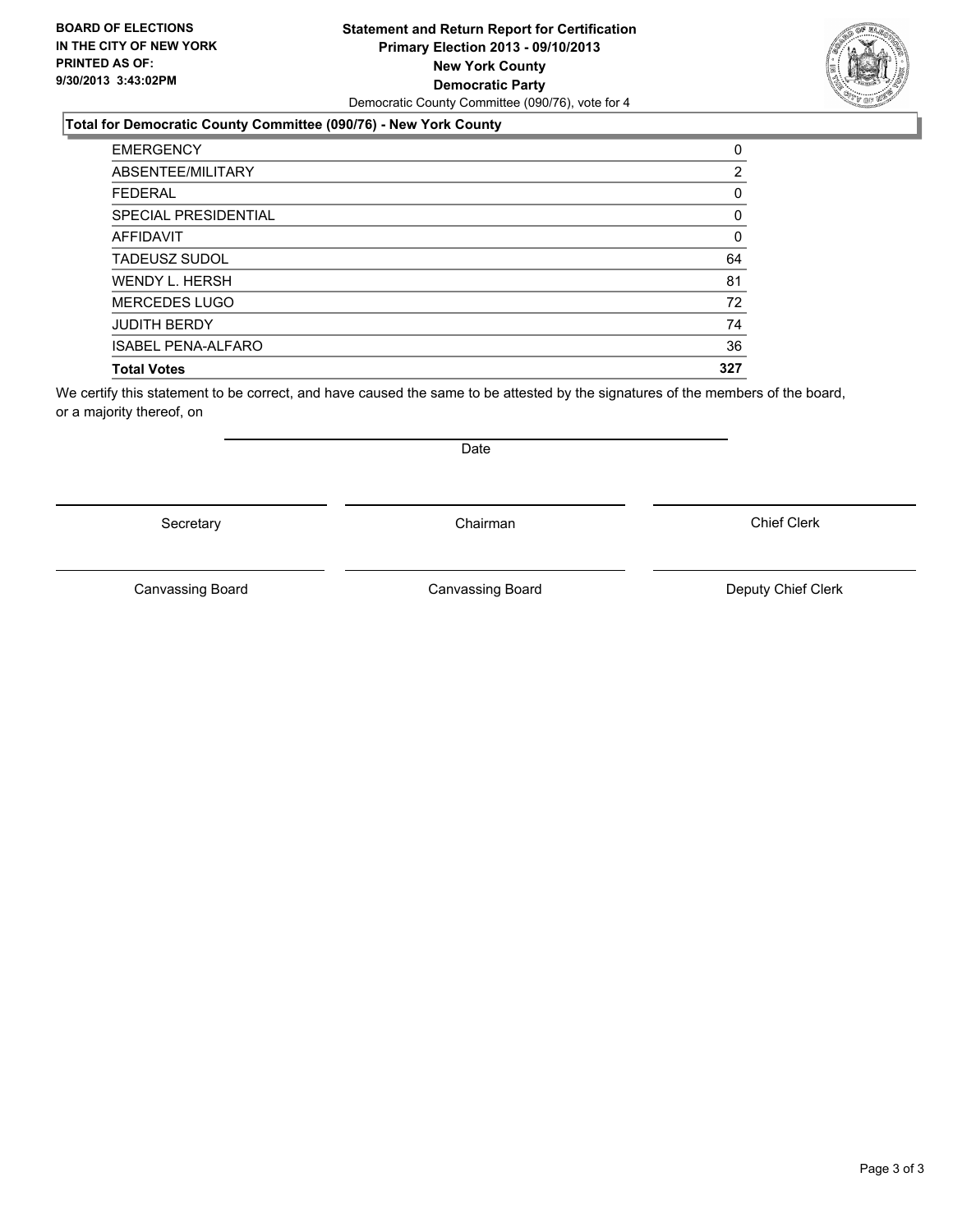**BOARD OF ELECTIONS IN THE CITY OF NEW YORK PRINTED AS OF: 9/30/2013 3:43:02PM**

**Statement and Return Report for Certification**
**Primary Election 2013 - 09/10/2013**
**New York County**
**Democratic Party**
Democratic County Committee (090/76), vote for 4

### Total for Democratic County Committee (090/76) - New York County

| | |
|---|---|
| EMERGENCY | 0 |
| ABSENTEE/MILITARY | 2 |
| FEDERAL | 0 |
| SPECIAL PRESIDENTIAL | 0 |
| AFFIDAVIT | 0 |
| TADEUSZ SUDOL | 64 |
| WENDY L. HERSH | 81 |
| MERCEDES LUGO | 72 |
| JUDITH BERDY | 74 |
| ISABEL PENA-ALFARO | 36 |
| **Total Votes** | **327** |

We certify this statement to be correct, and have caused the same to be attested by the signatures of the members of the board, or a majority thereof, on

Date

Secretary

Chairman

Chief Clerk

Canvassing Board

Canvassing Board

Deputy Chief Clerk